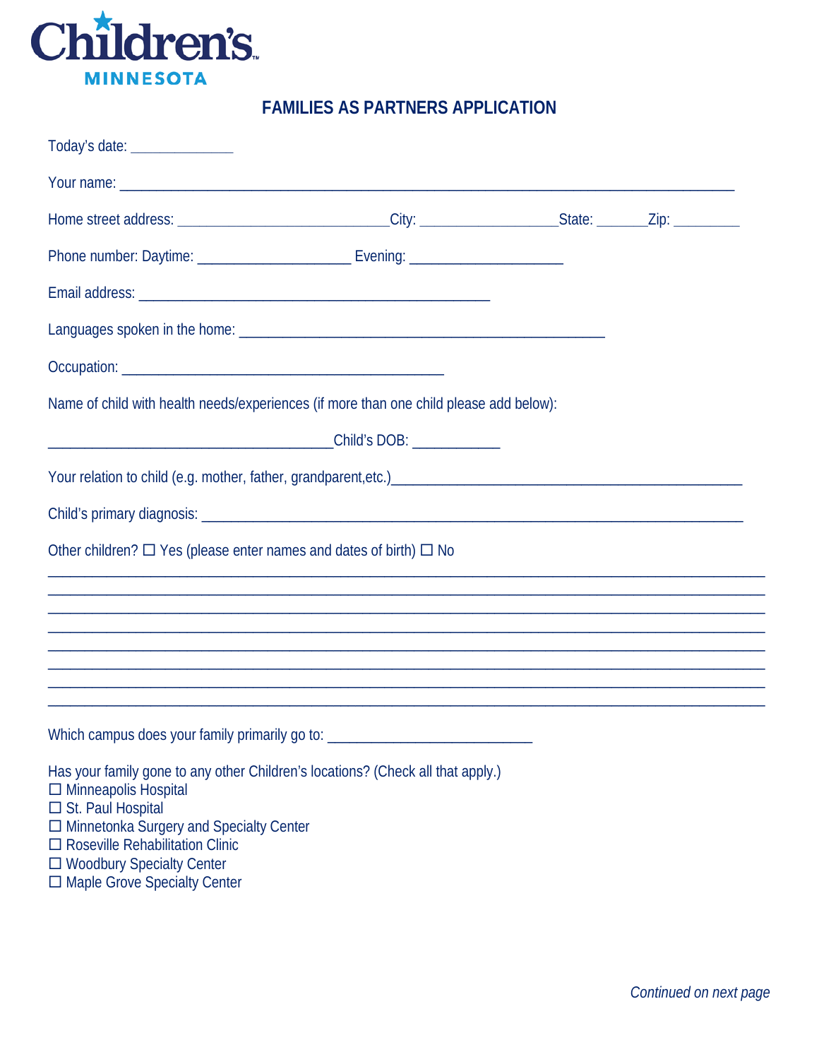Children's MINNESOTA

# FAMILIES AS PARTNERS APPLICATION

Today's date: _____________

Your name: ______________________________________________________________________________

Home street address: ___________________________City: _________________State: ______Zip: ________

Phone number: Daytime: ___________________ Evening: ___________________

Email address: _____________________________________________

Languages spoken in the home: ______________________________________________

Occupation: _________________________________________

Name of child with health needs/experiences (if more than one child please add below):

____________________________________Child's DOB: ___________

Your relation to child (e.g. mother, father, grandparent,etc.)____________________________________________

Child's primary diagnosis: ____________________________________________________________________

Other children? ☐ Yes (please enter names and dates of birth) ☐ No

___________________________________________________________________________________________
___________________________________________________________________________________________
___________________________________________________________________________________________
___________________________________________________________________________________________
___________________________________________________________________________________________
___________________________________________________________________________________________
___________________________________________________________________________________________
___________________________________________________________________________________________

Which campus does your family primarily go to: __________________________

Has your family gone to any other Children's locations? (Check all that apply.)

☐ Minneapolis Hospital
☐ St. Paul Hospital
☐ Minnetonka Surgery and Specialty Center
☐ Roseville Rehabilitation Clinic
☐ Woodbury Specialty Center
☐ Maple Grove Specialty Center

*Continued on next page*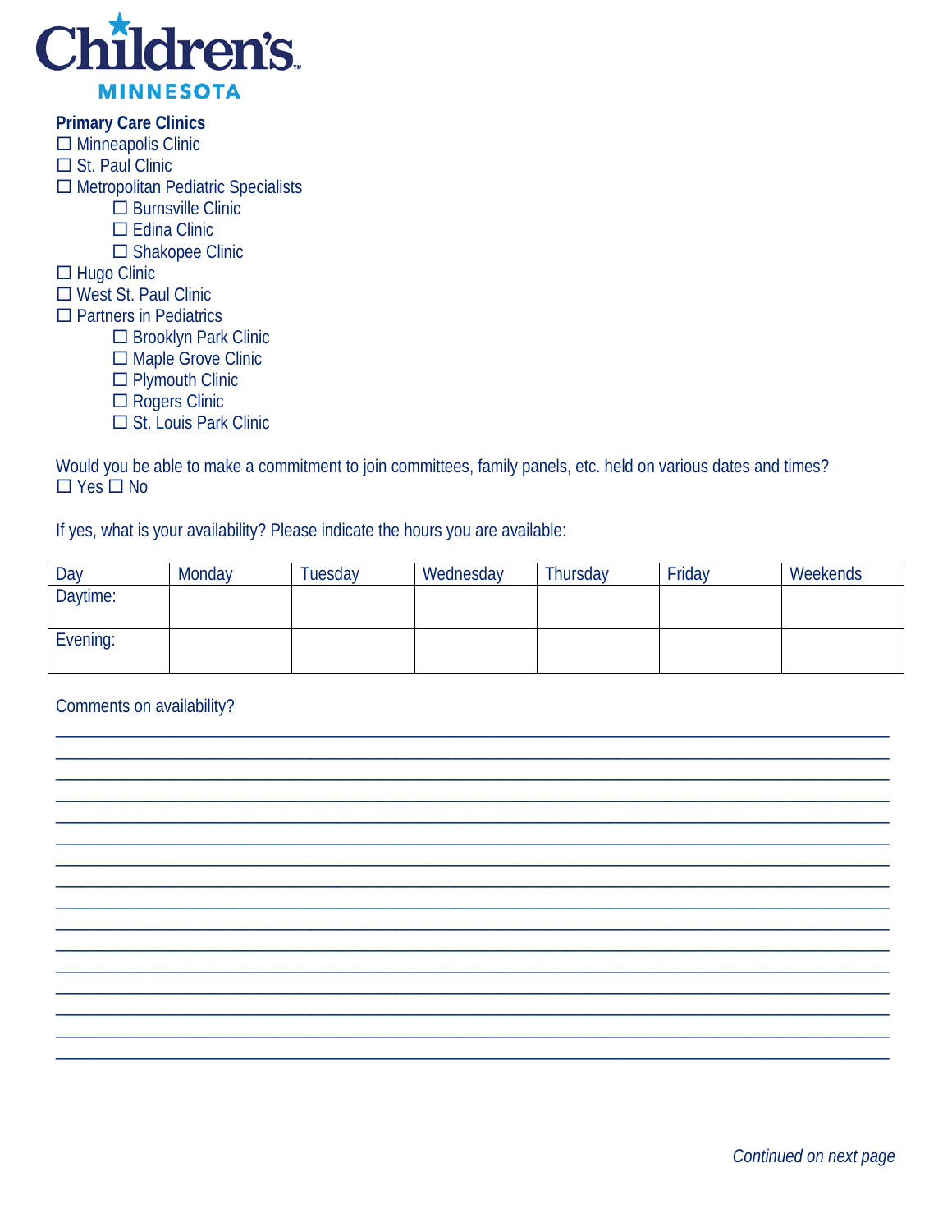**Children's MINNESOTA**

**Primary Care Clinics**

- ☐ Minneapolis Clinic
- ☐ St. Paul Clinic
- ☐ Metropolitan Pediatric Specialists
    - ☐ Burnsville Clinic
    - ☐ Edina Clinic
    - ☐ Shakopee Clinic
- ☐ Hugo Clinic
- ☐ West St. Paul Clinic
- ☐ Partners in Pediatrics
    - ☐ Brooklyn Park Clinic
    - ☐ Maple Grove Clinic
    - ☐ Plymouth Clinic
    - ☐ Rogers Clinic
    - ☐ St. Louis Park Clinic

Would you be able to make a commitment to join committees, family panels, etc. held on various dates and times?
☐ Yes ☐ No

If yes, what is your availability? Please indicate the hours you are available:

| Day | Monday | Tuesday | Wednesday | Thursday | Friday | Weekends |
|---|---|---|---|---|---|---|
| Daytime: | | | | | | |
| Evening: | | | | | | |

Comments on availability?

\_\_\_\_\_\_\_\_\_\_\_\_\_\_\_\_\_\_\_\_\_\_\_\_\_\_\_\_\_\_\_\_\_\_\_\_\_\_\_\_\_\_\_\_\_\_\_\_\_\_\_\_\_\_\_\_\_\_\_\_\_\_\_\_\_\_\_\_\_\_\_\_\_\_\_\_\_\_
\_\_\_\_\_\_\_\_\_\_\_\_\_\_\_\_\_\_\_\_\_\_\_\_\_\_\_\_\_\_\_\_\_\_\_\_\_\_\_\_\_\_\_\_\_\_\_\_\_\_\_\_\_\_\_\_\_\_\_\_\_\_\_\_\_\_\_\_\_\_\_\_\_\_\_\_\_\_
\_\_\_\_\_\_\_\_\_\_\_\_\_\_\_\_\_\_\_\_\_\_\_\_\_\_\_\_\_\_\_\_\_\_\_\_\_\_\_\_\_\_\_\_\_\_\_\_\_\_\_\_\_\_\_\_\_\_\_\_\_\_\_\_\_\_\_\_\_\_\_\_\_\_\_\_\_\_
\_\_\_\_\_\_\_\_\_\_\_\_\_\_\_\_\_\_\_\_\_\_\_\_\_\_\_\_\_\_\_\_\_\_\_\_\_\_\_\_\_\_\_\_\_\_\_\_\_\_\_\_\_\_\_\_\_\_\_\_\_\_\_\_\_\_\_\_\_\_\_\_\_\_\_\_\_\_
\_\_\_\_\_\_\_\_\_\_\_\_\_\_\_\_\_\_\_\_\_\_\_\_\_\_\_\_\_\_\_\_\_\_\_\_\_\_\_\_\_\_\_\_\_\_\_\_\_\_\_\_\_\_\_\_\_\_\_\_\_\_\_\_\_\_\_\_\_\_\_\_\_\_\_\_\_\_
\_\_\_\_\_\_\_\_\_\_\_\_\_\_\_\_\_\_\_\_\_\_\_\_\_\_\_\_\_\_\_\_\_\_\_\_\_\_\_\_\_\_\_\_\_\_\_\_\_\_\_\_\_\_\_\_\_\_\_\_\_\_\_\_\_\_\_\_\_\_\_\_\_\_\_\_\_\_
\_\_\_\_\_\_\_\_\_\_\_\_\_\_\_\_\_\_\_\_\_\_\_\_\_\_\_\_\_\_\_\_\_\_\_\_\_\_\_\_\_\_\_\_\_\_\_\_\_\_\_\_\_\_\_\_\_\_\_\_\_\_\_\_\_\_\_\_\_\_\_\_\_\_\_\_\_\_
\_\_\_\_\_\_\_\_\_\_\_\_\_\_\_\_\_\_\_\_\_\_\_\_\_\_\_\_\_\_\_\_\_\_\_\_\_\_\_\_\_\_\_\_\_\_\_\_\_\_\_\_\_\_\_\_\_\_\_\_\_\_\_\_\_\_\_\_\_\_\_\_\_\_\_\_\_\_
\_\_\_\_\_\_\_\_\_\_\_\_\_\_\_\_\_\_\_\_\_\_\_\_\_\_\_\_\_\_\_\_\_\_\_\_\_\_\_\_\_\_\_\_\_\_\_\_\_\_\_\_\_\_\_\_\_\_\_\_\_\_\_\_\_\_\_\_\_\_\_\_\_\_\_\_\_\_
\_\_\_\_\_\_\_\_\_\_\_\_\_\_\_\_\_\_\_\_\_\_\_\_\_\_\_\_\_\_\_\_\_\_\_\_\_\_\_\_\_\_\_\_\_\_\_\_\_\_\_\_\_\_\_\_\_\_\_\_\_\_\_\_\_\_\_\_\_\_\_\_\_\_\_\_\_\_
\_\_\_\_\_\_\_\_\_\_\_\_\_\_\_\_\_\_\_\_\_\_\_\_\_\_\_\_\_\_\_\_\_\_\_\_\_\_\_\_\_\_\_\_\_\_\_\_\_\_\_\_\_\_\_\_\_\_\_\_\_\_\_\_\_\_\_\_\_\_\_\_\_\_\_\_\_\_
\_\_\_\_\_\_\_\_\_\_\_\_\_\_\_\_\_\_\_\_\_\_\_\_\_\_\_\_\_\_\_\_\_\_\_\_\_\_\_\_\_\_\_\_\_\_\_\_\_\_\_\_\_\_\_\_\_\_\_\_\_\_\_\_\_\_\_\_\_\_\_\_\_\_\_\_\_\_
\_\_\_\_\_\_\_\_\_\_\_\_\_\_\_\_\_\_\_\_\_\_\_\_\_\_\_\_\_\_\_\_\_\_\_\_\_\_\_\_\_\_\_\_\_\_\_\_\_\_\_\_\_\_\_\_\_\_\_\_\_\_\_\_\_\_\_\_\_\_\_\_\_\_\_\_\_\_
\_\_\_\_\_\_\_\_\_\_\_\_\_\_\_\_\_\_\_\_\_\_\_\_\_\_\_\_\_\_\_\_\_\_\_\_\_\_\_\_\_\_\_\_\_\_\_\_\_\_\_\_\_\_\_\_\_\_\_\_\_\_\_\_\_\_\_\_\_\_\_\_\_\_\_\_\_\_
\_\_\_\_\_\_\_\_\_\_\_\_\_\_\_\_\_\_\_\_\_\_\_\_\_\_\_\_\_\_\_\_\_\_\_\_\_\_\_\_\_\_\_\_\_\_\_\_\_\_\_\_\_\_\_\_\_\_\_\_\_\_\_\_\_\_\_\_\_\_\_\_\_\_\_\_\_\_
\_\_\_\_\_\_\_\_\_\_\_\_\_\_\_\_\_\_\_\_\_\_\_\_\_\_\_\_\_\_\_\_\_\_\_\_\_\_\_\_\_\_\_\_\_\_\_\_\_\_\_\_\_\_\_\_\_\_\_\_\_\_\_\_\_\_\_\_\_\_\_\_\_\_\_\_\_\_

*Continued on next page*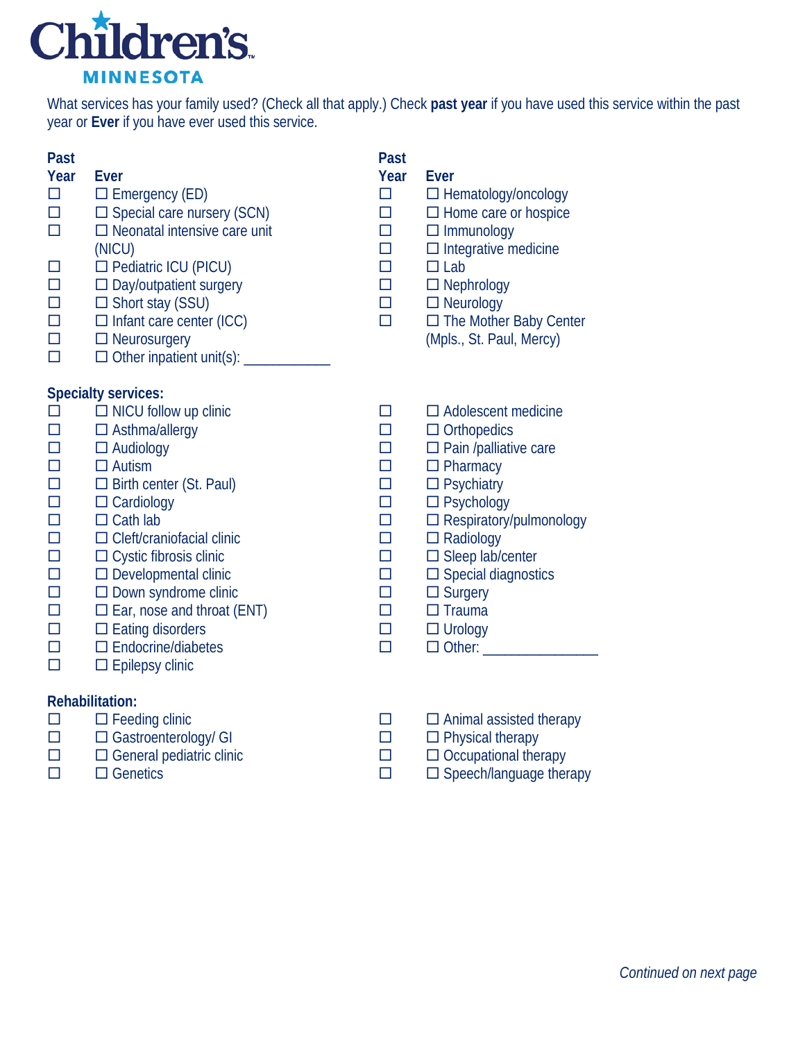# Children's Minnesota

What services has your family used? (Check all that apply.) Check **past year** if you have used this service within the past year or **Ever** if you have ever used this service.

| Past Year | Ever |
|---|---|
| ☐ | ☐ Emergency (ED) |
| ☐ | ☐ Special care nursery (SCN) |
| ☐ | ☐ Neonatal intensive care unit (NICU) |
| ☐ | ☐ Pediatric ICU (PICU) |
| ☐ | ☐ Day/outpatient surgery |
| ☐ | ☐ Short stay (SSU) |
| ☐ | ☐ Infant care center (ICC) |
| ☐ | ☐ Neurosurgery |
| ☐ | ☐ Other inpatient unit(s): ___________ |
| ☐ | ☐ Hematology/oncology |
| ☐ | ☐ Home care or hospice |
| ☐ | ☐ Immunology |
| ☐ | ☐ Integrative medicine |
| ☐ | ☐ Lab |
| ☐ | ☐ Nephrology |
| ☐ | ☐ Neurology |
| ☐ | ☐ The Mother Baby Center (Mpls., St. Paul, Mercy) |

**Specialty services:**

| Past Year | Ever |
|---|---|
| ☐ | ☐ NICU follow up clinic |
| ☐ | ☐ Asthma/allergy |
| ☐ | ☐ Audiology |
| ☐ | ☐ Autism |
| ☐ | ☐ Birth center (St. Paul) |
| ☐ | ☐ Cardiology |
| ☐ | ☐ Cath lab |
| ☐ | ☐ Cleft/craniofacial clinic |
| ☐ | ☐ Cystic fibrosis clinic |
| ☐ | ☐ Developmental clinic |
| ☐ | ☐ Down syndrome clinic |
| ☐ | ☐ Ear, nose and throat (ENT) |
| ☐ | ☐ Eating disorders |
| ☐ | ☐ Endocrine/diabetes |
| ☐ | ☐ Epilepsy clinic |
| ☐ | ☐ Adolescent medicine |
| ☐ | ☐ Orthopedics |
| ☐ | ☐ Pain /palliative care |
| ☐ | ☐ Pharmacy |
| ☐ | ☐ Psychiatry |
| ☐ | ☐ Psychology |
| ☐ | ☐ Respiratory/pulmonology |
| ☐ | ☐ Radiology |
| ☐ | ☐ Sleep lab/center |
| ☐ | ☐ Special diagnostics |
| ☐ | ☐ Surgery |
| ☐ | ☐ Trauma |
| ☐ | ☐ Urology |
| ☐ | ☐ Other: _______________ |

**Rehabilitation:**

| Past Year | Ever |
|---|---|
| ☐ | ☐ Feeding clinic |
| ☐ | ☐ Gastroenterology/ GI |
| ☐ | ☐ General pediatric clinic |
| ☐ | ☐ Genetics |
| ☐ | ☐ Animal assisted therapy |
| ☐ | ☐ Physical therapy |
| ☐ | ☐ Occupational therapy |
| ☐ | ☐ Speech/language therapy |

*Continued on next page*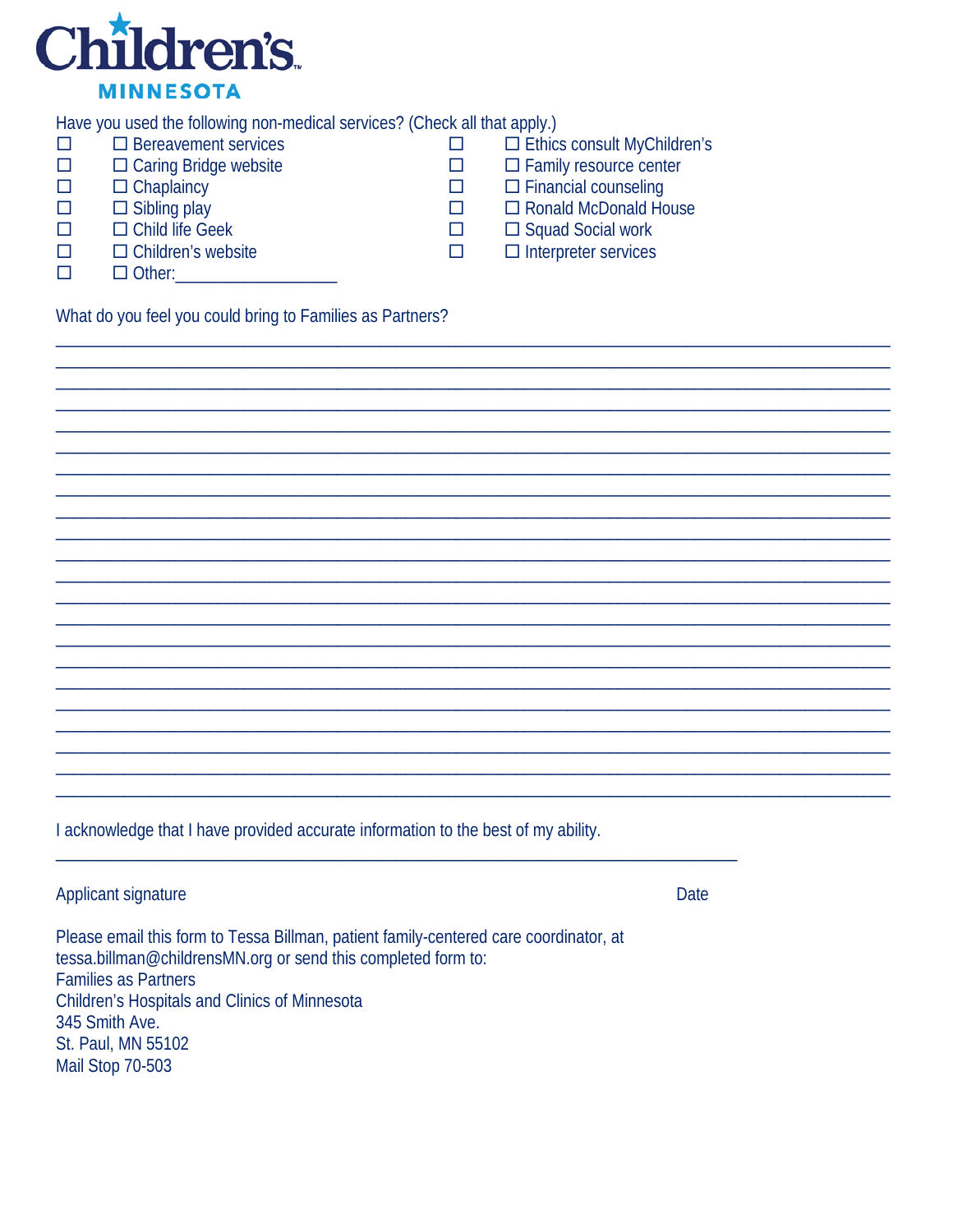**Children's MINNESOTA**

Have you used the following non-medical services? (Check all that apply.)

| | | | |
|---|---|---|---|
| ☐ | ☐ Bereavement services | ☐ | ☐ Ethics consult MyChildren's |
| ☐ | ☐ Caring Bridge website | ☐ | ☐ Family resource center |
| ☐ | ☐ Chaplaincy | ☐ | ☐ Financial counseling |
| ☐ | ☐ Sibling play | ☐ | ☐ Ronald McDonald House |
| ☐ | ☐ Child life Geek | ☐ | ☐ Squad Social work |
| ☐ | ☐ Children's website | ☐ | ☐ Interpreter services |
| ☐ | ☐ Other:__________________ | | |

What do you feel you could bring to Families as Partners?

_______________________________________________________________________________
_______________________________________________________________________________
_______________________________________________________________________________
_______________________________________________________________________________
_______________________________________________________________________________
_______________________________________________________________________________
_______________________________________________________________________________
_______________________________________________________________________________
_______________________________________________________________________________
_______________________________________________________________________________
_______________________________________________________________________________
_______________________________________________________________________________
_______________________________________________________________________________
_______________________________________________________________________________
_______________________________________________________________________________
_______________________________________________________________________________
_______________________________________________________________________________
_______________________________________________________________________________
_______________________________________________________________________________
_______________________________________________________________________________
_______________________________________________________________________________
_______________________________________________________________________________

I acknowledge that I have provided accurate information to the best of my ability.

_________________________________________________________________________

Applicant signature                                                                                    Date

Please email this form to Tessa Billman, patient family-centered care coordinator, at tessa.billman@childrensMN.org or send this completed form to:
Families as Partners
Children's Hospitals and Clinics of Minnesota
345 Smith Ave.
St. Paul, MN 55102
Mail Stop 70-503